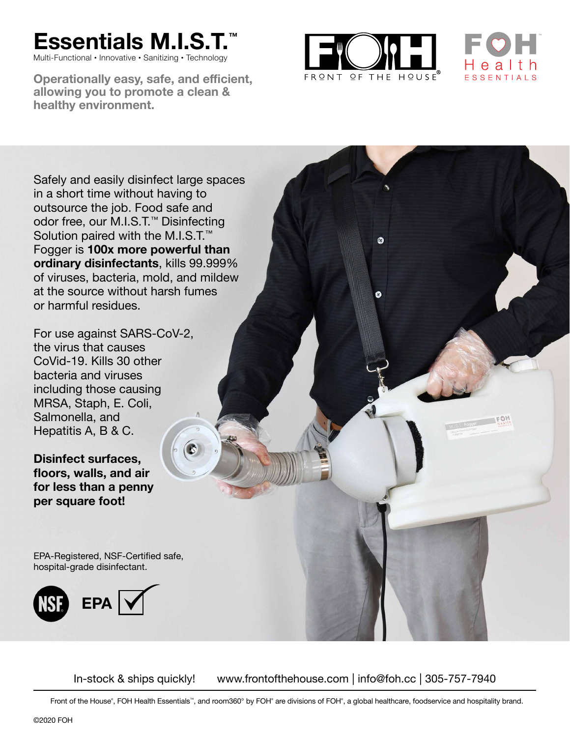# Essentials M.I.S.T.™

Multi-Functional • Innovative • Sanitizing • Technology

**Operationally easy, safe, and efficient, allowing you to promote a clean & healthy environment.**

FRONT OF THE HOUSE®

FOH Health ESSENTIALS™

Safely and easily disinfect large spaces in a short time without having to outsource the job. Food safe and odor free, our M.I.S.T.™ Disinfecting Solution paired with the M.I.S.T.™ Fogger is **100x more powerful than ordinary disinfectants**, kills 99.999% of viruses, bacteria, mold, and mildew at the source without harsh fumes or harmful residues.

For use against SARS-CoV-2, the virus that causes CoVid-19. Kills 30 other bacteria and viruses including those causing MRSA, Staph, E. Coli, Salmonella, and Hepatitis A, B & C.

**Disinfect surfaces, floors, walls, and air for less than a penny per square foot!**

EPA-Registered, NSF-Certified safe, hospital-grade disinfectant.

NSF EPA

In-stock & ships quickly! www.frontofthehouse.com | info@foh.cc | 305-757-7940

Front of the House®, FOH Health Essentials™, and room360° by FOH® are divisions of FOH®, a global healthcare, foodservice and hospitality brand.

©2020 FOH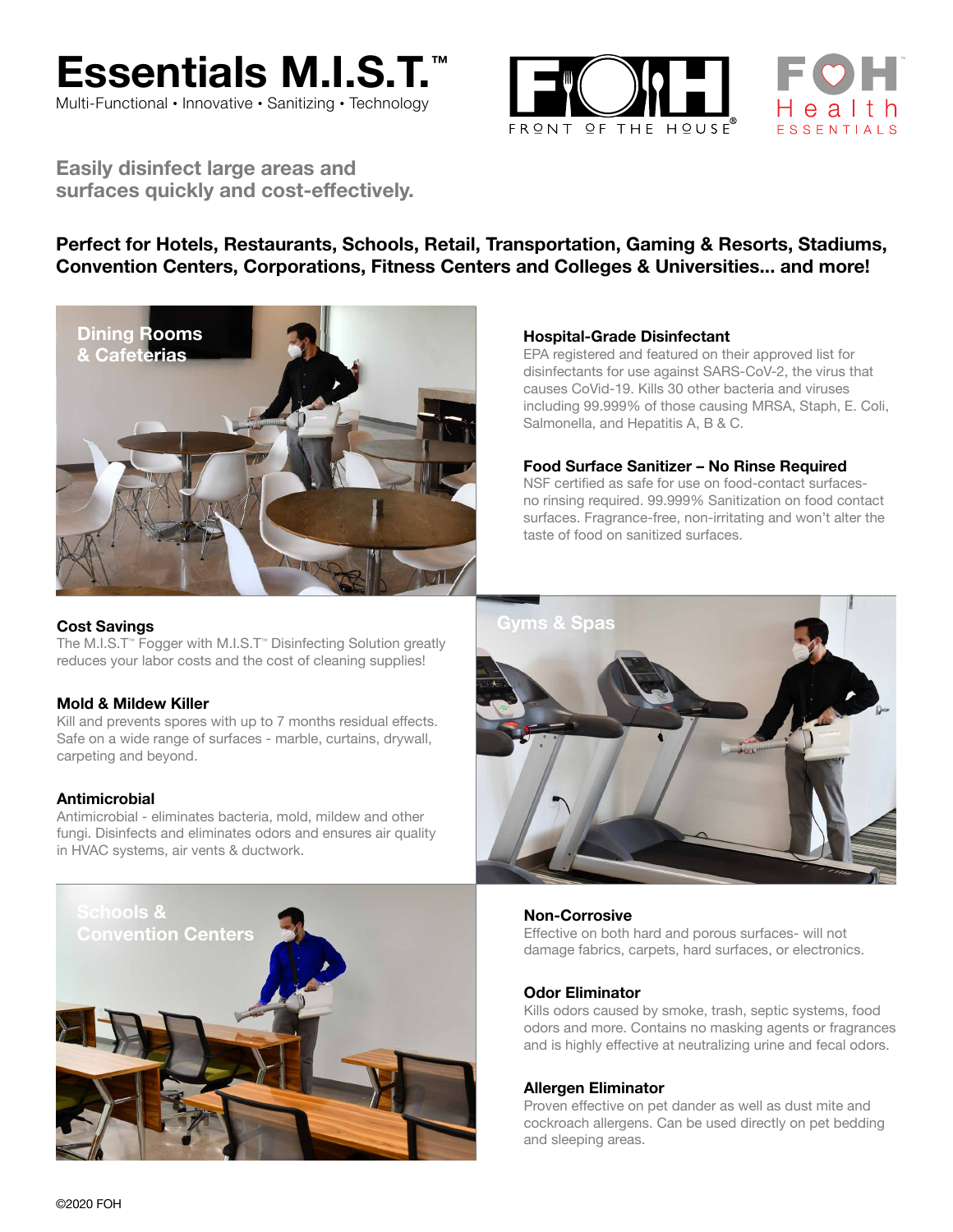# Essentials M.I.S.T.™

Multi-Functional • Innovative • Sanitizing • Technology

FRONT OF THE HOUSE®

FOH Health ESSENTIALS

## Easily disinfect large areas and surfaces quickly and cost-effectively.

**Perfect for Hotels, Restaurants, Schools, Retail, Transportation, Gaming & Resorts, Stadiums, Convention Centers, Corporations, Fitness Centers and Colleges & Universities... and more!**

Dining Rooms & Cafeterias

### Hospital-Grade Disinfectant

EPA registered and featured on their approved list for disinfectants for use against SARS-CoV-2, the virus that causes CoVid-19. Kills 30 other bacteria and viruses including 99.999% of those causing MRSA, Staph, E. Coli, Salmonella, and Hepatitis A, B & C.

### Food Surface Sanitizer – No Rinse Required

NSF certified as safe for use on food-contact surfaces- no rinsing required. 99.999% Sanitization on food contact surfaces. Fragrance-free, non-irritating and won't alter the taste of food on sanitized surfaces.

### Cost Savings

The M.I.S.T™ Fogger with M.I.S.T™ Disinfecting Solution greatly reduces your labor costs and the cost of cleaning supplies!

### Mold & Mildew Killer

Kill and prevents spores with up to 7 months residual effects. Safe on a wide range of surfaces - marble, curtains, drywall, carpeting and beyond.

### Antimicrobial

Antimicrobial - eliminates bacteria, mold, mildew and other fungi. Disinfects and eliminates odors and ensures air quality in HVAC systems, air vents & ductwork.

Gyms & Spas

Schools & Convention Centers

### Non-Corrosive

Effective on both hard and porous surfaces- will not damage fabrics, carpets, hard surfaces, or electronics.

### Odor Eliminator

Kills odors caused by smoke, trash, septic systems, food odors and more. Contains no masking agents or fragrances and is highly effective at neutralizing urine and fecal odors.

### Allergen Eliminator

Proven effective on pet dander as well as dust mite and cockroach allergens. Can be used directly on pet bedding and sleeping areas.

©2020 FOH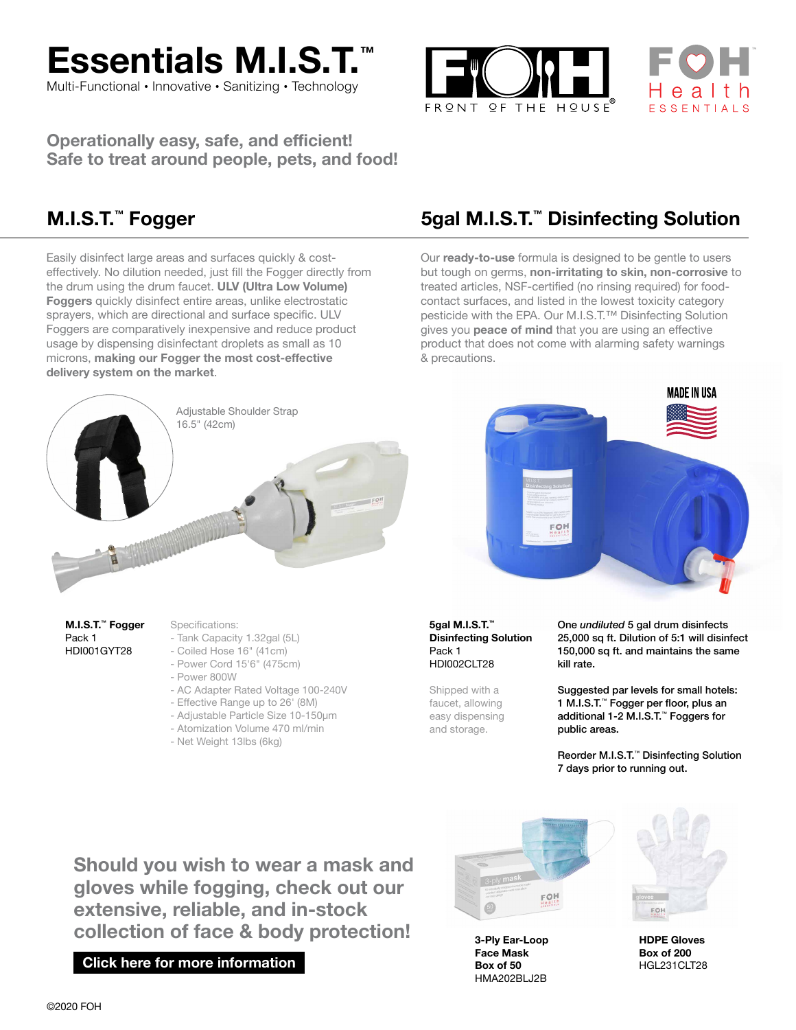# Essentials M.I.S.T.™

Multi-Functional • Innovative • Sanitizing • Technology

FRONT OF THE HOUSE®

FOH Health ESSENTIALS

**Operationally easy, safe, and efficient!**
**Safe to treat around people, pets, and food!**

## M.I.S.T.™ Fogger

Easily disinfect large areas and surfaces quickly & cost-effectively. No dilution needed, just fill the Fogger directly from the drum using the drum faucet. **ULV (Ultra Low Volume) Foggers** quickly disinfect entire areas, unlike electrostatic sprayers, which are directional and surface specific. ULV Foggers are comparatively inexpensive and reduce product usage by dispensing disinfectant droplets as small as 10 microns, **making our Fogger the most cost-effective delivery system on the market**.

Adjustable Shoulder Strap 16.5" (42cm)

**M.I.S.T.™ Fogger**
Pack 1
HDI001GYT28

Specifications:
- Tank Capacity 1.32gal (5L)
- Coiled Hose 16" (41cm)
- Power Cord 15'6" (475cm)
- Power 800W
- AC Adapter Rated Voltage 100-240V
- Effective Range up to 26' (8M)
- Adjustable Particle Size 10-150µm
- Atomization Volume 470 ml/min
- Net Weight 13lbs (6kg)

## 5gal M.I.S.T.™ Disinfecting Solution

Our **ready-to-use** formula is designed to be gentle to users but tough on germs, **non-irritating to skin, non-corrosive** to treated articles, NSF-certified (no rinsing required) for food-contact surfaces, and listed in the lowest toxicity category pesticide with the EPA. Our M.I.S.T.™ Disinfecting Solution gives you **peace of mind** that you are using an effective product that does not come with alarming safety warnings & precautions.

MADE IN USA

**5gal M.I.S.T.™ Disinfecting Solution**
Pack 1
HDI002CLT28

Shipped with a faucet, allowing easy dispensing and storage.

**One *undiluted* 5 gal drum disinfects 25,000 sq ft. Dilution of 5:1 will disinfect 150,000 sq ft. and maintains the same kill rate.**

**Suggested par levels for small hotels: 1 M.I.S.T.™ Fogger per floor, plus an additional 1-2 M.I.S.T.™ Foggers for public areas.**

**Reorder M.I.S.T.™ Disinfecting Solution 7 days prior to running out.**

**Should you wish to wear a mask and gloves while fogging, check out our extensive, reliable, and in-stock collection of face & body protection!**

**Click here for more information**

**3-Ply Ear-Loop Face Mask**
**Box of 50**
HMA202BLJ2B

**HDPE Gloves**
**Box of 200**
HGL231CLT28

©2020 FOH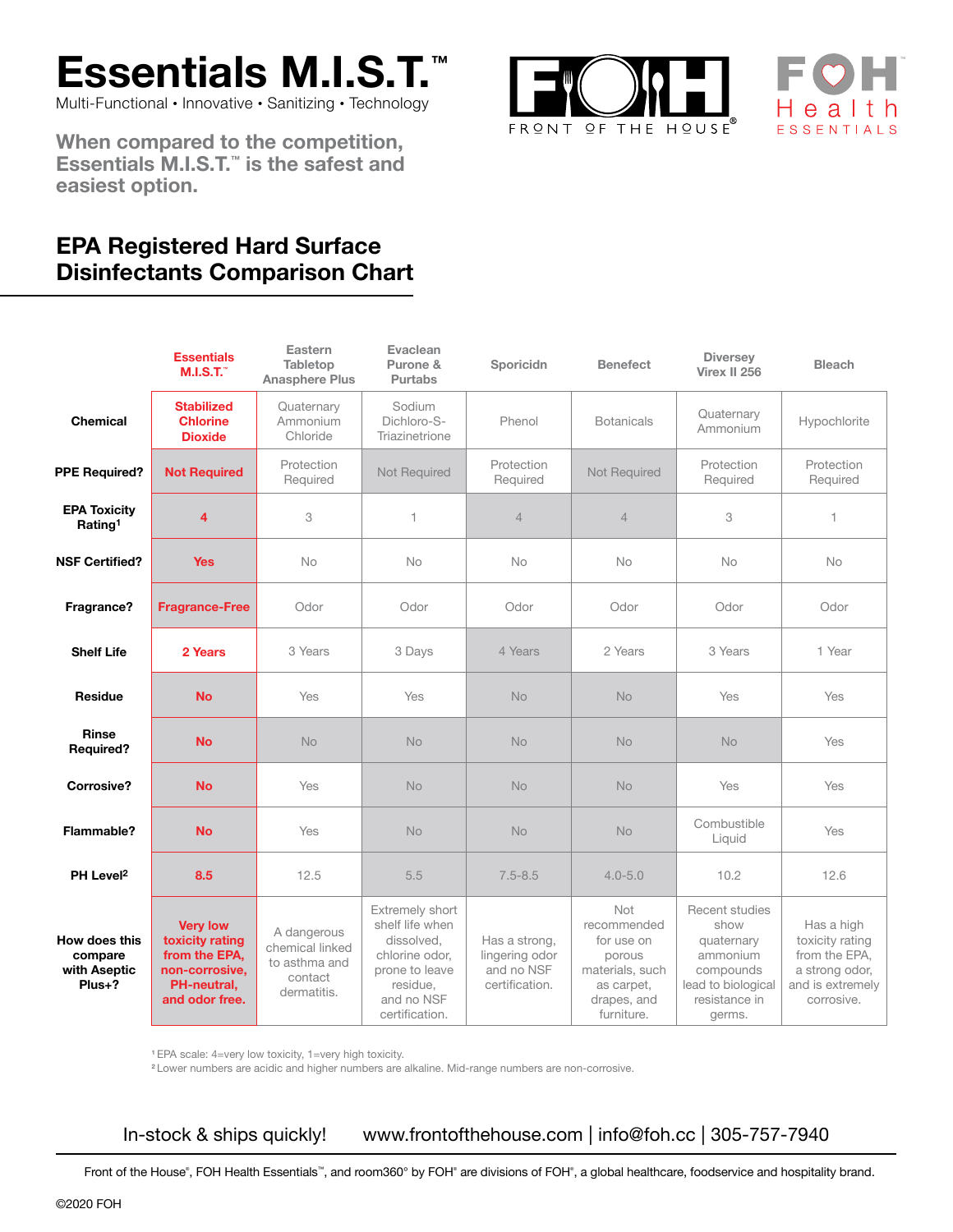# Essentials M.I.S.T.™

Multi-Functional • Innovative • Sanitizing • Technology

FRONT OF THE HOUSE®

FOH Health ESSENTIALS

**When compared to the competition, Essentials M.I.S.T.™ is the safest and easiest option.**

## EPA Registered Hard Surface Disinfectants Comparison Chart

| | Essentials M.I.S.T.™ | Eastern Tabletop Anasphere Plus | Evaclean Purone & Purtabs | Sporicidn | Benefect | Diversey Virex II 256 | Bleach |
|---|---|---|---|---|---|---|---|
| **Chemical** | **Stabilized Chlorine Dioxide** | Quaternary Ammonium Chloride | Sodium Dichloro-S-Triazinetrione | Phenol | Botanicals | Quaternary Ammonium | Hypochlorite |
| **PPE Required?** | **Not Required** | Protection Required | Not Required | Protection Required | Not Required | Protection Required | Protection Required |
| **EPA Toxicity Rating[1]** | **4** | 3 | 1 | 4 | 4 | 3 | 1 |
| **NSF Certified?** | **Yes** | No | No | No | No | No | No |
| **Fragrance?** | **Fragrance-Free** | Odor | Odor | Odor | Odor | Odor | Odor |
| **Shelf Life** | **2 Years** | 3 Years | 3 Days | 4 Years | 2 Years | 3 Years | 1 Year |
| **Residue** | **No** | Yes | Yes | No | No | Yes | Yes |
| **Rinse Required?** | **No** | No | No | No | No | No | Yes |
| **Corrosive?** | **No** | Yes | No | No | No | Yes | Yes |
| **Flammable?** | **No** | Yes | No | No | No | Combustible Liquid | Yes |
| **PH Level[2]** | **8.5** | 12.5 | 5.5 | 7.5-8.5 | 4.0-5.0 | 10.2 | 12.6 |
| **How does this compare with Aseptic Plus+?** | **Very low toxicity rating from the EPA, non-corrosive, PH-neutral, and odor free.** | A dangerous chemical linked to asthma and contact dermatitis. | Extremely short shelf life when dissolved, chlorine odor, prone to leave residue, and no NSF certification. | Has a strong, lingering odor and no NSF certification. | Not recommended for use on porous materials, such as carpet, drapes, and furniture. | Recent studies show quaternary ammonium compounds lead to biological resistance in germs. | Has a high toxicity rating from the EPA, a strong odor, and is extremely corrosive. |

[1] EPA scale: 4=very low toxicity, 1=very high toxicity.
[2] Lower numbers are acidic and higher numbers are alkaline. Mid-range numbers are non-corrosive.

In-stock & ships quickly! www.frontofthehouse.com | info@foh.cc | 305-757-7940

Front of the House®, FOH Health Essentials™, and room360° by FOH® are divisions of FOH®, a global healthcare, foodservice and hospitality brand.

©2020 FOH